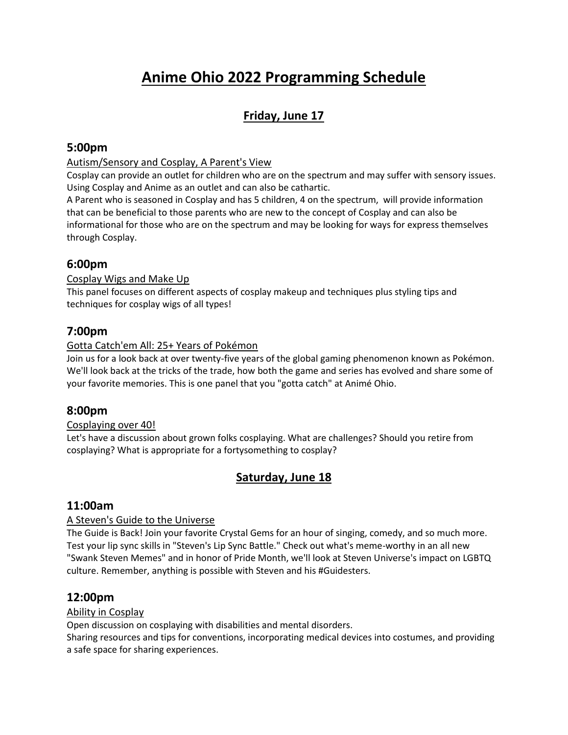# Anime Ohio 2022 Programming Schedule

## Friday, June 17

### 5:00pm

Autism/Sensory and Cosplay, A Parent's View

Cosplay can provide an outlet for children who are on the spectrum and may suffer with sensory issues. Using Cosplay and Anime as an outlet and can also be cathartic.
A Parent who is seasoned in Cosplay and has 5 children, 4 on the spectrum, will provide information that can be beneficial to those parents who are new to the concept of Cosplay and can also be informational for those who are on the spectrum and may be looking for ways for express themselves through Cosplay.

### 6:00pm

Cosplay Wigs and Make Up

This panel focuses on different aspects of cosplay makeup and techniques plus styling tips and techniques for cosplay wigs of all types!

### 7:00pm

Gotta Catch'em All: 25+ Years of Pokémon

Join us for a look back at over twenty-five years of the global gaming phenomenon known as Pokémon. We'll look back at the tricks of the trade, how both the game and series has evolved and share some of your favorite memories. This is one panel that you "gotta catch" at Animé Ohio.

### 8:00pm

Cosplaying over 40!

Let's have a discussion about grown folks cosplaying. What are challenges? Should you retire from cosplaying? What is appropriate for a fortysomething to cosplay?

## Saturday, June 18

### 11:00am

A Steven's Guide to the Universe

The Guide is Back! Join your favorite Crystal Gems for an hour of singing, comedy, and so much more. Test your lip sync skills in "Steven's Lip Sync Battle." Check out what's meme-worthy in an all new "Swank Steven Memes" and in honor of Pride Month, we'll look at Steven Universe's impact on LGBTQ culture. Remember, anything is possible with Steven and his #Guidesters.

### 12:00pm

Ability in Cosplay

Open discussion on cosplaying with disabilities and mental disorders.
Sharing resources and tips for conventions, incorporating medical devices into costumes, and providing a safe space for sharing experiences.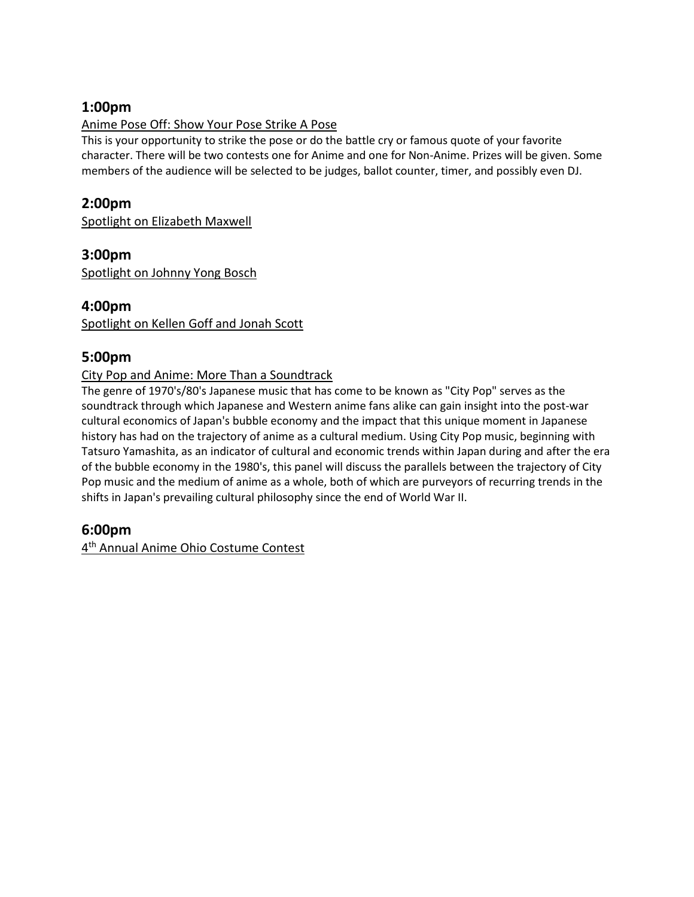## 1:00pm

Anime Pose Off: Show Your Pose Strike A Pose

This is your opportunity to strike the pose or do the battle cry or famous quote of your favorite character. There will be two contests one for Anime and one for Non-Anime. Prizes will be given. Some members of the audience will be selected to be judges, ballot counter, timer, and possibly even DJ.

## 2:00pm

Spotlight on Elizabeth Maxwell

## 3:00pm

Spotlight on Johnny Yong Bosch

## 4:00pm

Spotlight on Kellen Goff and Jonah Scott

## 5:00pm

City Pop and Anime: More Than a Soundtrack

The genre of 1970's/80's Japanese music that has come to be known as "City Pop" serves as the soundtrack through which Japanese and Western anime fans alike can gain insight into the post-war cultural economics of Japan's bubble economy and the impact that this unique moment in Japanese history has had on the trajectory of anime as a cultural medium. Using City Pop music, beginning with Tatsuro Yamashita, as an indicator of cultural and economic trends within Japan during and after the era of the bubble economy in the 1980's, this panel will discuss the parallels between the trajectory of City Pop music and the medium of anime as a whole, both of which are purveyors of recurring trends in the shifts in Japan's prevailing cultural philosophy since the end of World War II.

## 6:00pm

4th Annual Anime Ohio Costume Contest